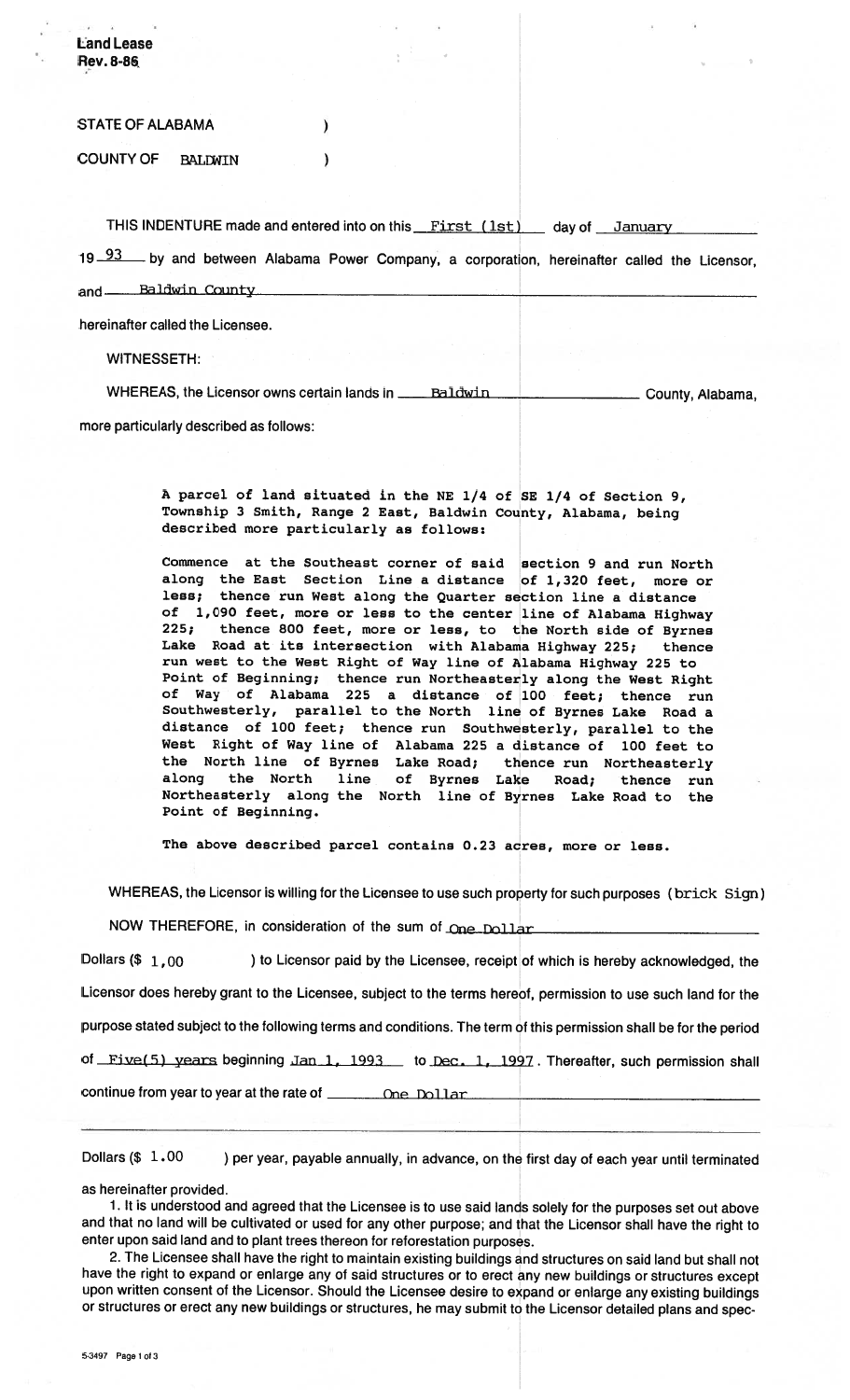Land Lease
Rev. 8-86

STATE OF ALABAMA )

COUNTY OF BALDWIN )

THIS INDENTURE made and entered into on this First (1st) day of January 19 93 by and between Alabama Power Company, a corporation, hereinafter called the Licensor, and Baldwin County hereinafter called the Licensee.

WITNESSETH:

WHEREAS, the Licensor owns certain lands in Baldwin County, Alabama, more particularly described as follows:

> A parcel of land situated in the NE 1/4 of SE 1/4 of Section 9, Township 3 Smith, Range 2 East, Baldwin County, Alabama, being described more particularly as follows:
>
> Commence at the Southeast corner of said section 9 and run North along the East Section Line a distance of 1,320 feet, more or less; thence run West along the Quarter section line a distance of 1,090 feet, more or less to the center line of Alabama Highway 225; thence 800 feet, more or less, to the North side of Byrnes Lake Road at its intersection with Alabama Highway 225; thence run west to the West Right of Way line of Alabama Highway 225 to Point of Beginning; thence run Northeasterly along the West Right of Way of Alabama 225 a distance of 100 feet; thence run Southwesterly, parallel to the North line of Byrnes Lake Road a distance of 100 feet; thence run Southwesterly, parallel to the West Right of Way line of Alabama 225 a distance of 100 feet to the North line of Byrnes Lake Road; thence run Northeasterly along the North line of Byrnes Lake Road; thence run Northeasterly along the North line of Byrnes Lake Road to the Point of Beginning.
>
> The above described parcel contains 0.23 acres, more or less.

WHEREAS, the Licensor is willing for the Licensee to use such property for such purposes (brick Sign)

NOW THEREFORE, in consideration of the sum of One Dollar Dollars ($ 1,00 ) to Licensor paid by the Licensee, receipt of which is hereby acknowledged, the Licensor does hereby grant to the Licensee, subject to the terms hereof, permission to use such land for the purpose stated subject to the following terms and conditions. The term of this permission shall be for the period of Five(5) years beginning Jan 1, 1993 to Dec. 1, 1997. Thereafter, such permission shall continue from year to year at the rate of One Dollar

Dollars ($ 1.00 ) per year, payable annually, in advance, on the first day of each year until terminated as hereinafter provided.

1. It is understood and agreed that the Licensee is to use said lands solely for the purposes set out above and that no land will be cultivated or used for any other purpose; and that the Licensor shall have the right to enter upon said land and to plant trees thereon for reforestation purposes.

2. The Licensee shall have the right to maintain existing buildings and structures on said land but shall not have the right to expand or enlarge any of said structures or to erect any new buildings or structures except upon written consent of the Licensor. Should the Licensee desire to expand or enlarge any existing buildings or structures or erect any new buildings or structures, he may submit to the Licensor detailed plans and spec-

5-3497 Page 1 of 3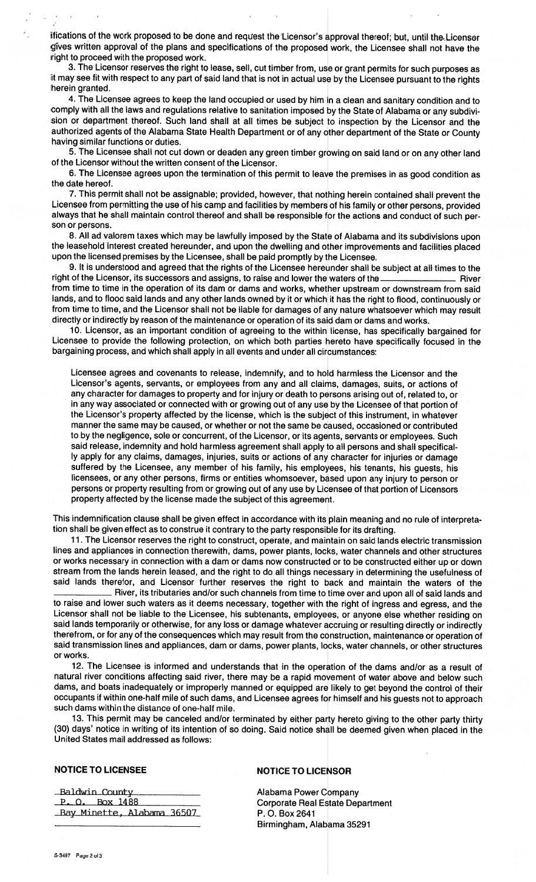ifications of the work proposed to be done and request the Licensor's approval thereof; but, until the Licensor gives written approval of the plans and specifications of the proposed work, the Licensee shall not have the right to proceed with the proposed work.

3. The Licensor reserves the right to lease, sell, cut timber from, use or grant permits for such purposes as it may see fit with respect to any part of said land that is not in actual use by the Licensee pursuant to the rights herein granted.

4. The Licensee agrees to keep the land occupied or used by him in a clean and sanitary condition and to comply with all the laws and regulations relative to sanitation imposed by the State of Alabama or any subdivision or department thereof. Such land shall at all times be subject to inspection by the Licensor and the authorized agents of the Alabama State Health Department or of any other department of the State or County having similar functions or duties.

5. The Licensee shall not cut down or deaden any green timber growing on said land or on any other land of the Licensor without the written consent of the Licensor.

6. The Licensee agrees upon the termination of this permit to leave the premises in as good condition as the date hereof.

7. This permit shall not be assignable; provided, however, that nothing herein contained shall prevent the Licensee from permitting the use of his camp and facilities by members of his family or other persons, provided always that he shall maintain control thereof and shall be responsible for the actions and conduct of such person or persons.

8. All ad valorem taxes which may be lawfully imposed by the State of Alabama and its subdivisions upon the leasehold interest created hereunder, and upon the dwelling and other improvements and facilities placed upon the licensed premises by the Licensee, shall be paid promptly by the Licensee.

9. It is understood and agreed that the rights of the Licensee hereunder shall be subject at all times to the right of the Licensor, its successors and assigns, to raise and lower the waters of the ______________ River from time to time in the operation of its dam or dams and works, whether upstream or downstream from said lands, and to flood said lands and any other lands owned by it or which it has the right to flood, continuously or from time to time, and the Licensor shall not be liable for damages of any nature whatsoever which may result directly or indirectly by reason of the maintenance or operation of its said dam or dams and works.

10. Licensor, as an important condition of agreeing to the within license, has specifically bargained for Licensee to provide the following protection, on which both parties hereto have specifically focused in the bargaining process, and which shall apply in all events and under all circumstances:

> Licensee agrees and covenants to release, indemnify, and to hold harmless the Licensor and the Licensor's agents, servants, or employees from any and all claims, damages, suits, or actions of any character for damages to property and for injury or death to persons arising out of, related to, or in any way associated or connected with or growing out of any use by the Licensee of that portion of the Licensor's property affected by the license, which is the subject of this instrument, in whatever manner the same may be caused, or whether or not the same be caused, occasioned or contributed to by the negligence, sole or concurrent, of the Licensor, or its agents, servants or employees. Such said release, indemnity and hold harmless agreement shall apply to all persons and shall specifically apply for any claims, damages, injuries, suits or actions of any character for injuries or damage suffered by the Licensee, any member of his family, his employees, his tenants, his guests, his licensees, or any other persons, firms or entities whomsoever, based upon any injury to person or persons or property resulting from or growing out of any use by Licensee of that portion of Licensors property affected by the license made the subject of this agreement.

This indemnification clause shall be given effect in accordance with its plain meaning and no rule of interpretation shall be given effect as to construe it contrary to the party responsible for its drafting.

11. The Licensor reserves the right to construct, operate, and maintain on said lands electric transmission lines and appliances in connection therewith, dams, power plants, locks, water channels and other structures or works necessary in connection with a dam or dams now constructed or to be constructed either up or down stream from the lands herein leased, and the right to do all things necessary in determining the usefulness of said lands therefor, and Licensor further reserves the right to back and maintain the waters of the ______________ River, its tributaries and/or such channels from time to time over and upon all of said lands and to raise and lower such waters as it deems necessary, together with the right of ingress and egress, and the Licensor shall not be liable to the Licensee, his subtenants, employees, or anyone else whether residing on said lands temporarily or otherwise, for any loss or damage whatever accruing or resulting directly or indirectly therefrom, or for any of the consequences which may result from the construction, maintenance or operation of said transmission lines and appliances, dam or dams, power plants, locks, water channels, or other structures or works.

12. The Licensee is informed and understands that in the operation of the dams and/or as a result of natural river conditions affecting said river, there may be a rapid movement of water above and below such dams, and boats inadequately or improperly manned or equipped are likely to get beyond the control of their occupants if within one-half mile of such dams, and Licensee agrees for himself and his guests not to approach such dams within the distance of one-half mile.

13. This permit may be canceled and/or terminated by either party hereto giving to the other party thirty (30) days' notice in writing of its intention of so doing. Said notice shall be deemed given when placed in the United States mail addressed as follows:

**NOTICE TO LICENSEE**

Baldwin County
P. O. Box 1488
Bay Minette, Alabama 36507

**NOTICE TO LICENSOR**

Alabama Power Company
Corporate Real Estate Department
P. O. Box 2641
Birmingham, Alabama 35291

5-3487 Page 2 of 3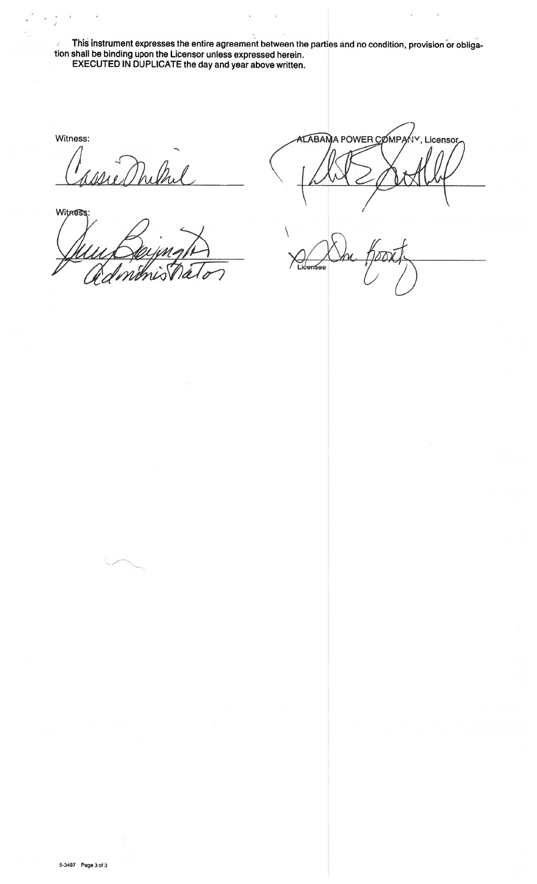This instrument expresses the entire agreement between the parties and no condition, provision or obligation shall be binding upon the Licensor unless expressed herein.

EXECUTED IN DUPLICATE the day and year above written.

Witness:

Witness:

Administrator

ALABAMA POWER COMPANY, Licensor

Licensee

5-3497 Page 3 of 3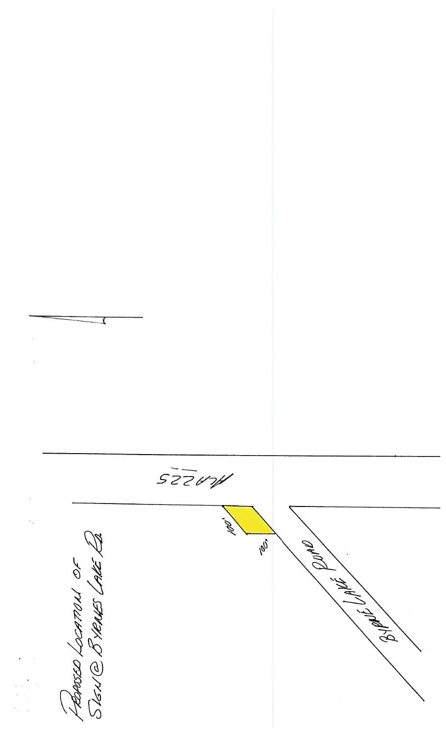Proposed Location of Sign @ Byrnes Lake Rd.

HWY 225

Byrne Lake Road

100'

100'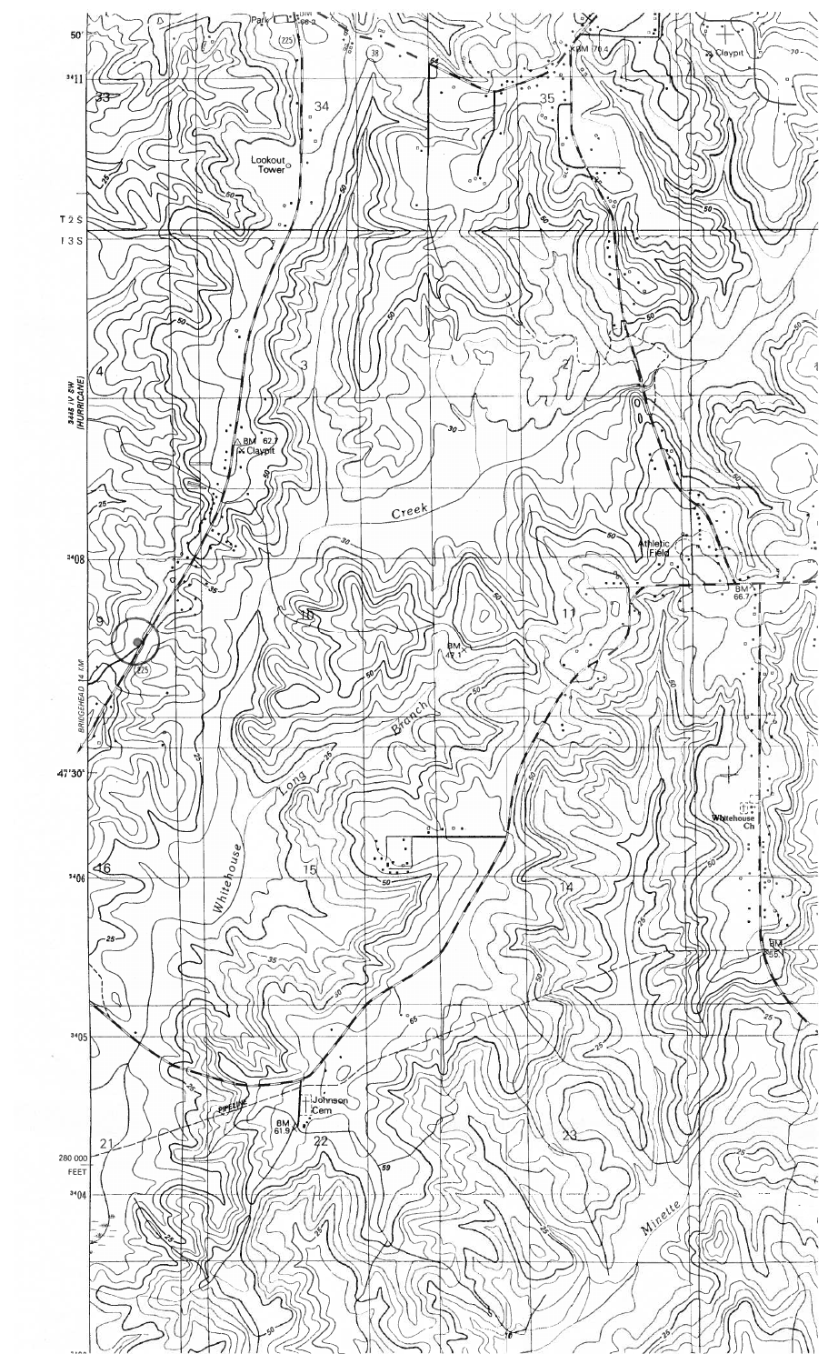50'

Park

225

38

64

KBM 70.4

Claypit

70

$^{34}$11

33

34

35

Lookout Tower

25

50

T 2 S

T 3 S

50

50

4

3445 IV SW (HURRICANE)

3

2

30

BM 62.7

Claypit

50

25

Creek

30

50

Athletic Field

$^{34}$08

35

BM 66.7

9

10

11

50

BM 47.1

225

50

50

BRIDGEHEAD 14 KM

Long

Branch

25

47'30"

Whitehouse Ch

Whitehouse

16

$^{34}$06

15

50

14

25

50

25

35

50

BM 55

65

25

$^{34}$05

25

25

PIPELINE

Johnson Cem

BM 61.9

21

22

23

59

25

280 000 FEET

$^{34}$04

25

25

Minette

25

50

25